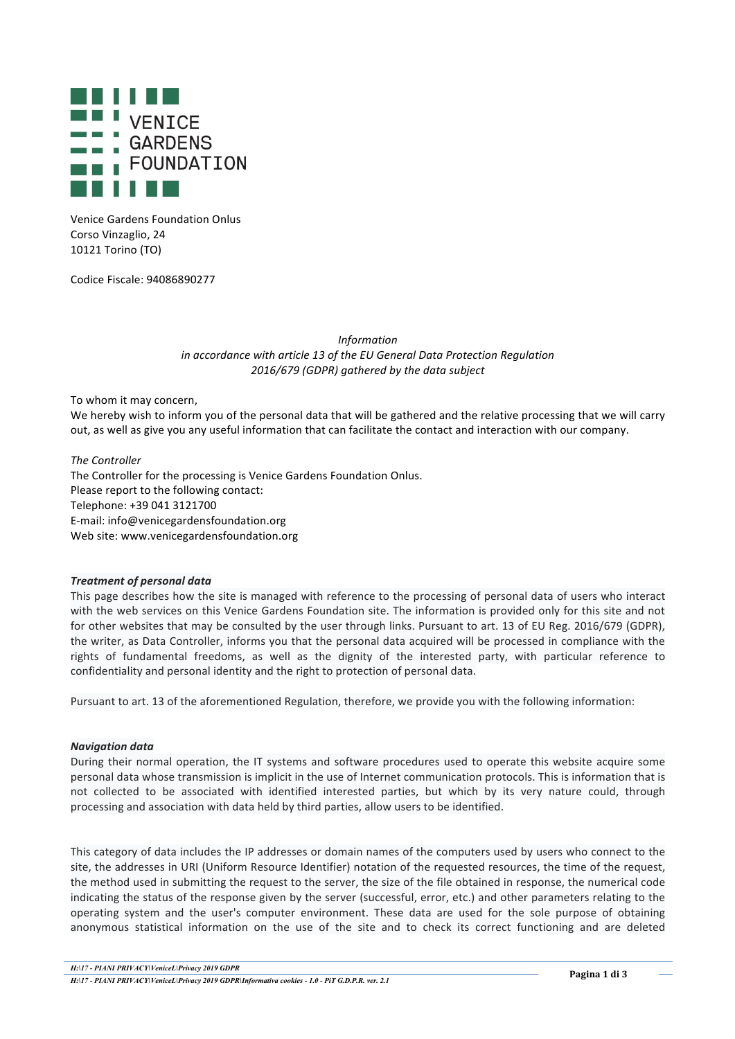VENICE GARDENS FOUNDATION

Venice Gardens Foundation Onlus
Corso Vinzaglio, 24
10121 Torino (TO)

Codice Fiscale: 94086890277

*Information*
*in accordance with article 13 of the EU General Data Protection Regulation 2016/679 (GDPR) gathered by the data subject*

To whom it may concern,
We hereby wish to inform you of the personal data that will be gathered and the relative processing that we will carry out, as well as give you any useful information that can facilitate the contact and interaction with our company.

*The Controller*
The Controller for the processing is Venice Gardens Foundation Onlus.
Please report to the following contact:
Telephone: +39 041 3121700
E-mail: info@venicegardensfoundation.org
Web site: www.venicegardensfoundation.org

***Treatment of personal data***

This page describes how the site is managed with reference to the processing of personal data of users who interact with the web services on this Venice Gardens Foundation site. The information is provided only for this site and not for other websites that may be consulted by the user through links. Pursuant to art. 13 of EU Reg. 2016/679 (GDPR), the writer, as Data Controller, informs you that the personal data acquired will be processed in compliance with the rights of fundamental freedoms, as well as the dignity of the interested party, with particular reference to confidentiality and personal identity and the right to protection of personal data.

Pursuant to art. 13 of the aforementioned Regulation, therefore, we provide you with the following information:

***Navigation data***

During their normal operation, the IT systems and software procedures used to operate this website acquire some personal data whose transmission is implicit in the use of Internet communication protocols. This is information that is not collected to be associated with identified interested parties, but which by its very nature could, through processing and association with data held by third parties, allow users to be identified.

This category of data includes the IP addresses or domain names of the computers used by users who connect to the site, the addresses in URI (Uniform Resource Identifier) notation of the requested resources, the time of the request, the method used in submitting the request to the server, the size of the file obtained in response, the numerical code indicating the status of the response given by the server (successful, error, etc.) and other parameters relating to the operating system and the user's computer environment. These data are used for the sole purpose of obtaining anonymous statistical information on the use of the site and to check its correct functioning and are deleted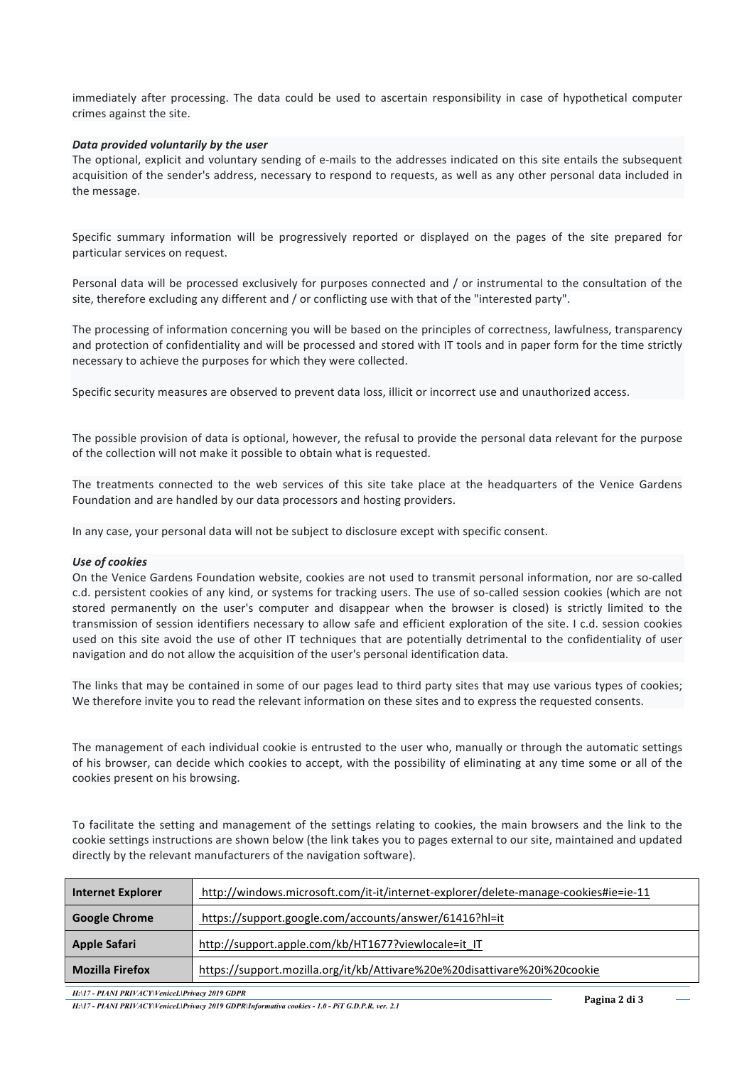immediately after processing. The data could be used to ascertain responsibility in case of hypothetical computer crimes against the site.

***Data provided voluntarily by the user***

The optional, explicit and voluntary sending of e-mails to the addresses indicated on this site entails the subsequent acquisition of the sender's address, necessary to respond to requests, as well as any other personal data included in the message.

Specific summary information will be progressively reported or displayed on the pages of the site prepared for particular services on request.

Personal data will be processed exclusively for purposes connected and / or instrumental to the consultation of the site, therefore excluding any different and / or conflicting use with that of the "interested party".

The processing of information concerning you will be based on the principles of correctness, lawfulness, transparency and protection of confidentiality and will be processed and stored with IT tools and in paper form for the time strictly necessary to achieve the purposes for which they were collected.

Specific security measures are observed to prevent data loss, illicit or incorrect use and unauthorized access.

The possible provision of data is optional, however, the refusal to provide the personal data relevant for the purpose of the collection will not make it possible to obtain what is requested.

The treatments connected to the web services of this site take place at the headquarters of the Venice Gardens Foundation and are handled by our data processors and hosting providers.

In any case, your personal data will not be subject to disclosure except with specific consent.

***Use of cookies***

On the Venice Gardens Foundation website, cookies are not used to transmit personal information, nor are so-called c.d. persistent cookies of any kind, or systems for tracking users. The use of so-called session cookies (which are not stored permanently on the user's computer and disappear when the browser is closed) is strictly limited to the transmission of session identifiers necessary to allow safe and efficient exploration of the site. I c.d. session cookies used on this site avoid the use of other IT techniques that are potentially detrimental to the confidentiality of user navigation and do not allow the acquisition of the user's personal identification data.

The links that may be contained in some of our pages lead to third party sites that may use various types of cookies; We therefore invite you to read the relevant information on these sites and to express the requested consents.

The management of each individual cookie is entrusted to the user who, manually or through the automatic settings of his browser, can decide which cookies to accept, with the possibility of eliminating at any time some or all of the cookies present on his browsing.

To facilitate the setting and management of the settings relating to cookies, the main browsers and the link to the cookie settings instructions are shown below (the link takes you to pages external to our site, maintained and updated directly by the relevant manufacturers of the navigation software).

| Browser | Link |
|---|---|
| **Internet Explorer** | http://windows.microsoft.com/it-it/internet-explorer/delete-manage-cookies#ie=ie-11 |
| **Google Chrome** | https://support.google.com/accounts/answer/61416?hl=it |
| **Apple Safari** | http://support.apple.com/kb/HT1677?viewlocale=it_IT |
| **Mozilla Firefox** | https://support.mozilla.org/it/kb/Attivare%20e%20disattivare%20i%20cookie |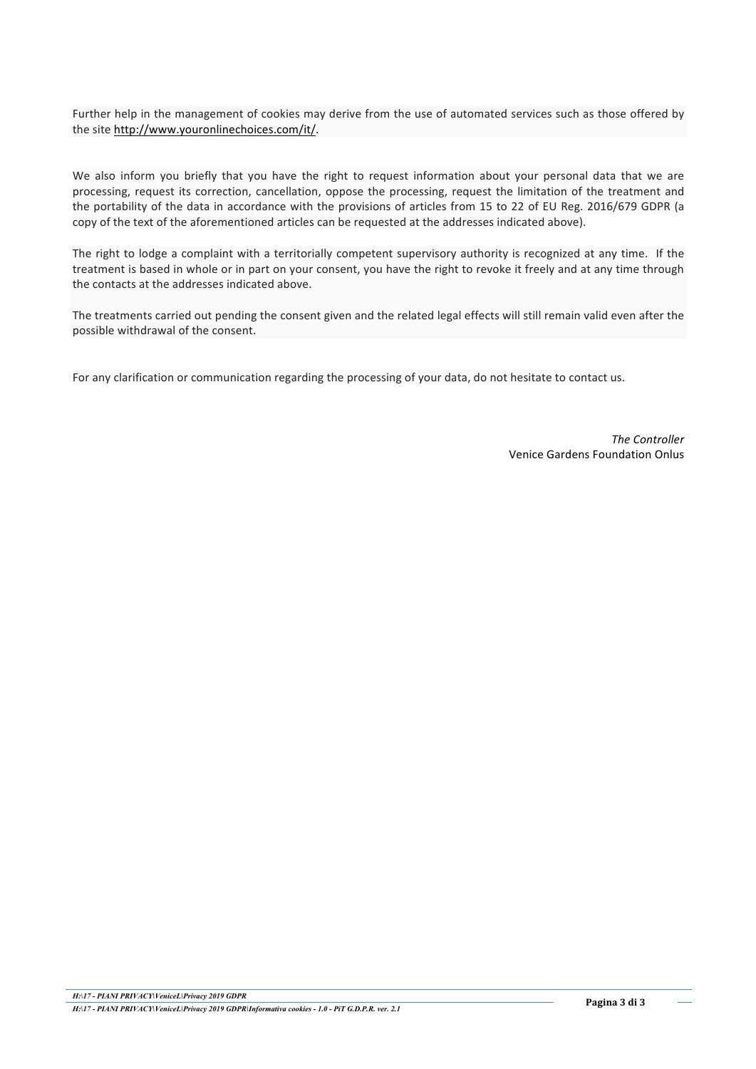Further help in the management of cookies may derive from the use of automated services such as those offered by the site http://www.youronlinechoices.com/it/.

We also inform you briefly that you have the right to request information about your personal data that we are processing, request its correction, cancellation, oppose the processing, request the limitation of the treatment and the portability of the data in accordance with the provisions of articles from 15 to 22 of EU Reg. 2016/679 GDPR (a copy of the text of the aforementioned articles can be requested at the addresses indicated above).

The right to lodge a complaint with a territorially competent supervisory authority is recognized at any time. If the treatment is based in whole or in part on your consent, you have the right to revoke it freely and at any time through the contacts at the addresses indicated above.

The treatments carried out pending the consent given and the related legal effects will still remain valid even after the possible withdrawal of the consent.

For any clarification or communication regarding the processing of your data, do not hesitate to contact us.

*The Controller*
Venice Gardens Foundation Onlus